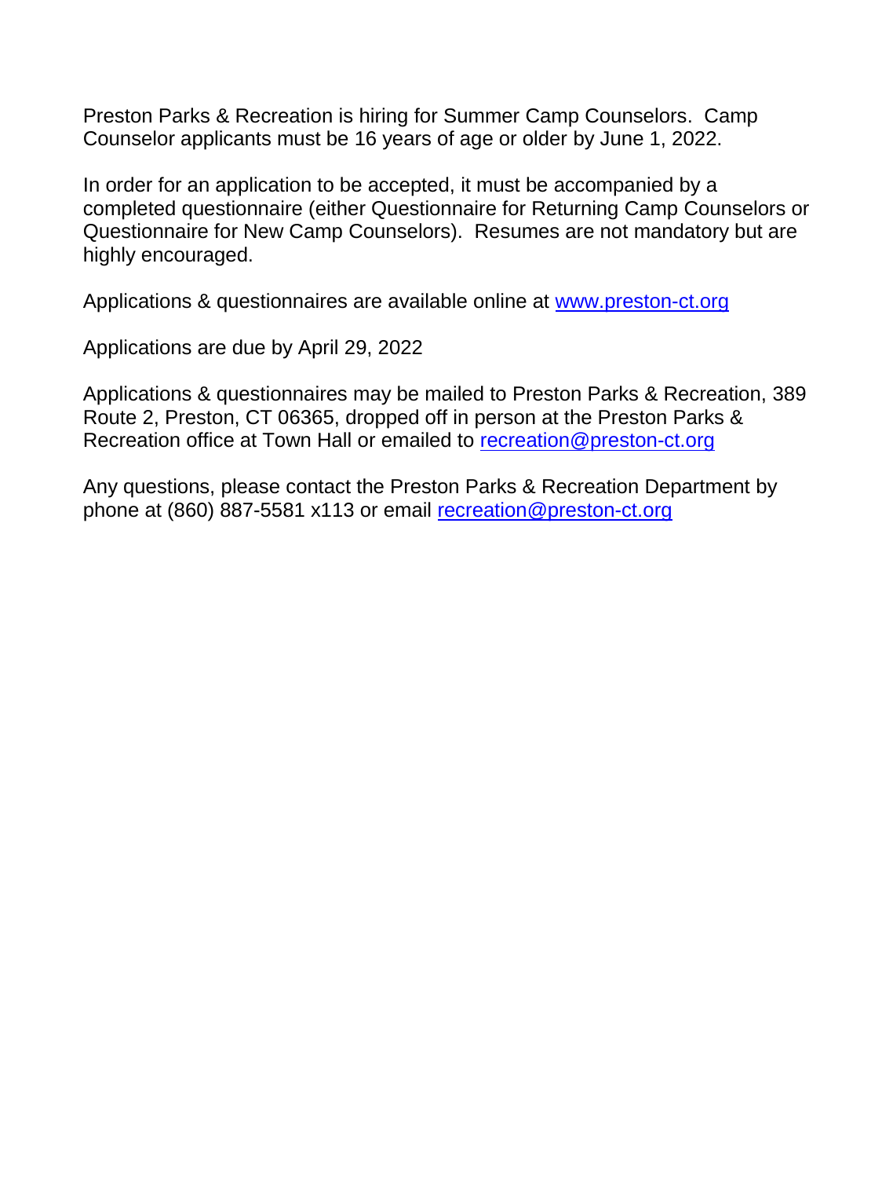Preston Parks & Recreation is hiring for Summer Camp Counselors. Camp Counselor applicants must be 16 years of age or older by June 1, 2022.

In order for an application to be accepted, it must be accompanied by a completed questionnaire (either Questionnaire for Returning Camp Counselors or Questionnaire for New Camp Counselors). Resumes are not mandatory but are highly encouraged.

Applications & questionnaires are available online at [www.preston-ct.org](http://www.preston-ct.org)

Applications are due by April 29, 2022

Applications & questionnaires may be mailed to Preston Parks & Recreation, 389 Route 2, Preston, CT 06365, dropped off in person at the Preston Parks & Recreation office at Town Hall or emailed to [recreation@preston-ct.org](mailto:recreation@preston-ct.org)

Any questions, please contact the Preston Parks & Recreation Department by phone at (860) 887-5581 x113 or email [recreation@preston-ct.org](mailto:recreation@preston-ct.org)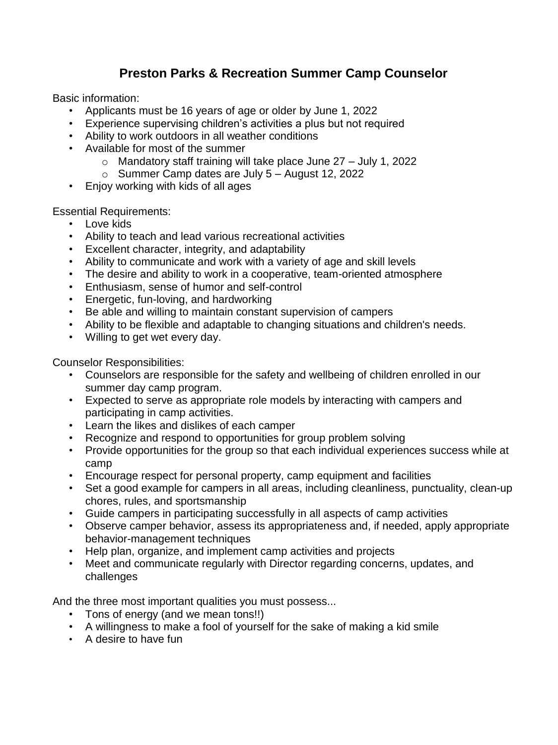## Preston Parks & Recreation Summer Camp Counselor

Basic information:

- Applicants must be 16 years of age or older by June 1, 2022
- Experience supervising children's activities a plus but not required
- Ability to work outdoors in all weather conditions
- Available for most of the summer
  - Mandatory staff training will take place June 27 – July 1, 2022
  - Summer Camp dates are July 5 – August 12, 2022
- Enjoy working with kids of all ages

Essential Requirements:

- Love kids
- Ability to teach and lead various recreational activities
- Excellent character, integrity, and adaptability
- Ability to communicate and work with a variety of age and skill levels
- The desire and ability to work in a cooperative, team-oriented atmosphere
- Enthusiasm, sense of humor and self-control
- Energetic, fun-loving, and hardworking
- Be able and willing to maintain constant supervision of campers
- Ability to be flexible and adaptable to changing situations and children's needs.
- Willing to get wet every day.

Counselor Responsibilities:

- Counselors are responsible for the safety and wellbeing of children enrolled in our summer day camp program.
- Expected to serve as appropriate role models by interacting with campers and participating in camp activities.
- Learn the likes and dislikes of each camper
- Recognize and respond to opportunities for group problem solving
- Provide opportunities for the group so that each individual experiences success while at camp
- Encourage respect for personal property, camp equipment and facilities
- Set a good example for campers in all areas, including cleanliness, punctuality, clean-up chores, rules, and sportsmanship
- Guide campers in participating successfully in all aspects of camp activities
- Observe camper behavior, assess its appropriateness and, if needed, apply appropriate behavior-management techniques
- Help plan, organize, and implement camp activities and projects
- Meet and communicate regularly with Director regarding concerns, updates, and challenges

And the three most important qualities you must possess...

- Tons of energy (and we mean tons!!)
- A willingness to make a fool of yourself for the sake of making a kid smile
- A desire to have fun